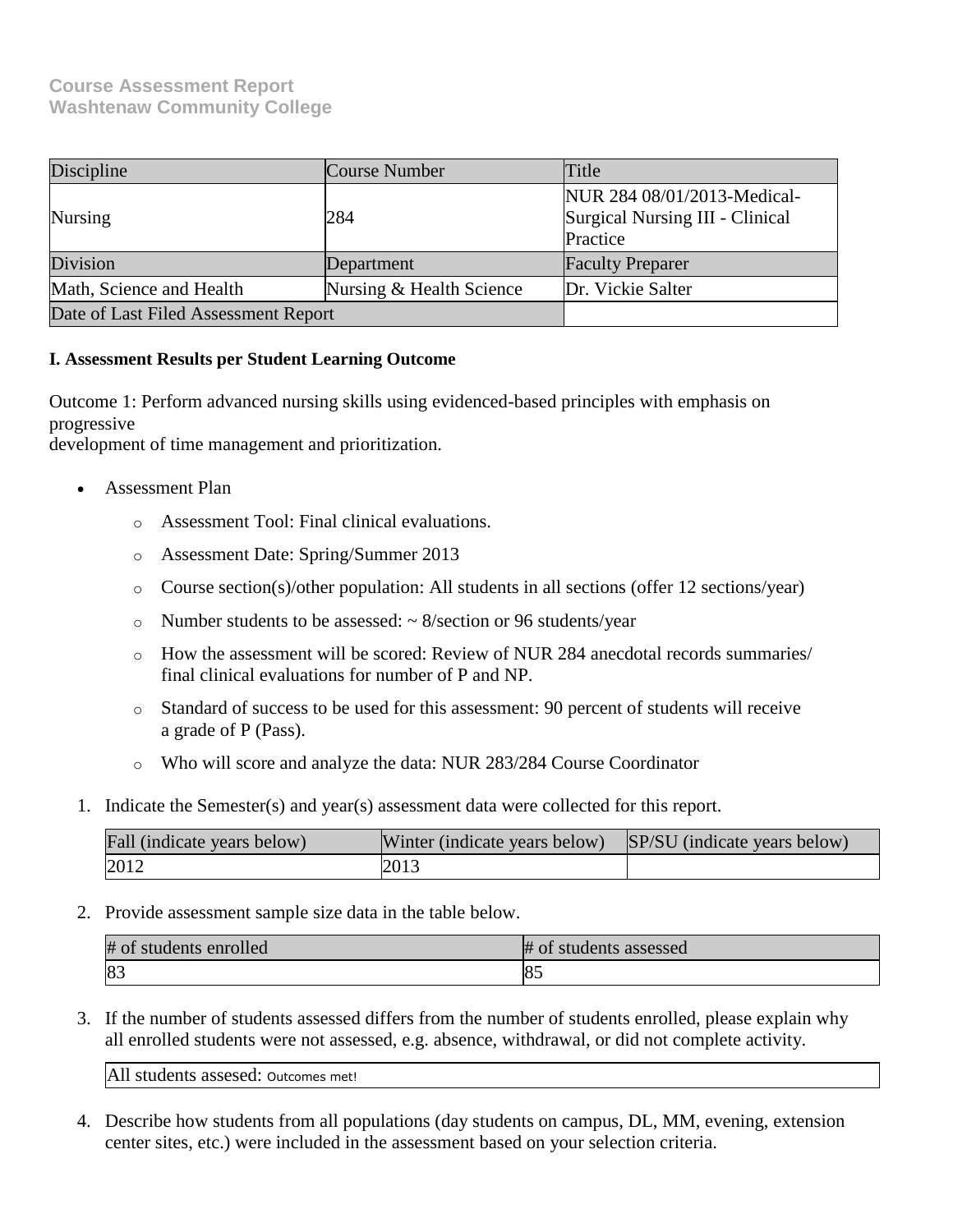**Course Assessment Report**
**Washtenaw Community College**

| Discipline | Course Number | Title |
| --- | --- | --- |
| Nursing | 284 | NUR 284 08/01/2013-Medical-Surgical Nursing III - Clinical Practice |
| Division | Department | Faculty Preparer |
| Math, Science and Health | Nursing & Health Science | Dr. Vickie Salter |
| Date of Last Filed Assessment Report | | |

**I. Assessment Results per Student Learning Outcome**

Outcome 1: Perform advanced nursing skills using evidenced-based principles with emphasis on progressive
development of time management and prioritization.

- Assessment Plan
    - Assessment Tool: Final clinical evaluations.
    - Assessment Date: Spring/Summer 2013
    - Course section(s)/other population: All students in all sections (offer 12 sections/year)
    - Number students to be assessed: ~ 8/section or 96 students/year
    - How the assessment will be scored: Review of NUR 284 anecdotal records summaries/ final clinical evaluations for number of P and NP.
    - Standard of success to be used for this assessment: 90 percent of students will receive a grade of P (Pass).
    - Who will score and analyze the data: NUR 283/284 Course Coordinator

1. Indicate the Semester(s) and year(s) assessment data were collected for this report.

| Fall (indicate years below) | Winter (indicate years below) | SP/SU (indicate years below) |
| --- | --- | --- |
| 2012 | 2013 | |

2. Provide assessment sample size data in the table below.

| # of students enrolled | # of students assessed |
| --- | --- |
| 83 | 85 |

3. If the number of students assessed differs from the number of students enrolled, please explain why all enrolled students were not assessed, e.g. absence, withdrawal, or did not complete activity.

| All students assesed: Outcomes met! |
| --- |

4. Describe how students from all populations (day students on campus, DL, MM, evening, extension center sites, etc.) were included in the assessment based on your selection criteria.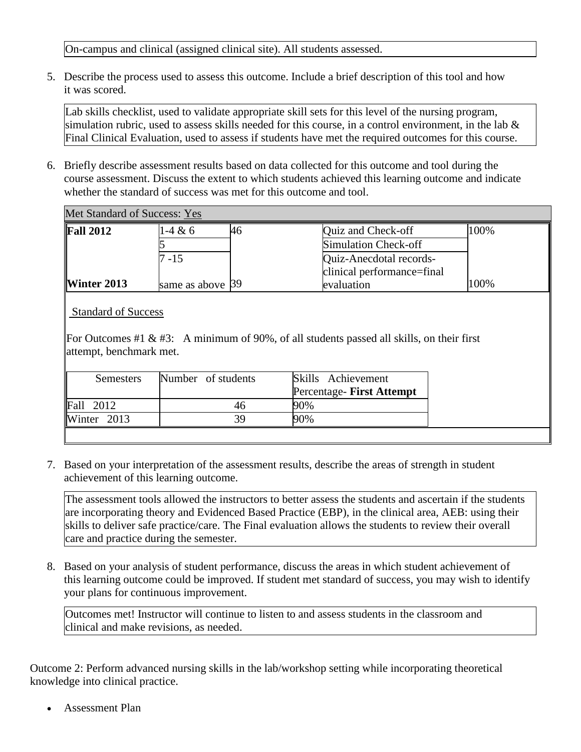| On-campus and clinical (assigned clinical site). All students assessed. |
|---|

5. Describe the process used to assess this outcome. Include a brief description of this tool and how it was scored.

| Lab skills checklist, used to validate appropriate skill sets for this level of the nursing program, simulation rubric, used to assess skills needed for this course, in a control environment, in the lab & Final Clinical Evaluation, used to assess if students have met the required outcomes for this course. |
|---|

6. Briefly describe assessment results based on data collected for this outcome and tool during the course assessment. Discuss the extent to which students achieved this learning outcome and indicate whether the standard of success was met for this outcome and tool.

Met Standard of Success: Yes

| | | | | |
|---|---|---|---|---|
| **Fall 2012** | 1-4 & 6 | 46 | Quiz and Check-off | 100% |
| | 5 | | Simulation Check-off | |
| | 7 -15 | | Quiz-Anecdotal records-clinical performance=final | |
| **Winter 2013** | same as above | 39 | evaluation | 100% |

Standard of Success

For Outcomes #1 & #3: A minimum of 90%, of all students passed all skills, on their first attempt, benchmark met.

| Semesters | Number of students | Skills Achievement Percentage- **First Attempt** |
|---|---|---|
| Fall 2012 | 46 | 90% |
| Winter 2013 | 39 | 90% |

7. Based on your interpretation of the assessment results, describe the areas of strength in student achievement of this learning outcome.

| The assessment tools allowed the instructors to better assess the students and ascertain if the students are incorporating theory and Evidenced Based Practice (EBP), in the clinical area, AEB: using their skills to deliver safe practice/care. The Final evaluation allows the students to review their overall care and practice during the semester. |
|---|

8. Based on your analysis of student performance, discuss the areas in which student achievement of this learning outcome could be improved. If student met standard of success, you may wish to identify your plans for continuous improvement.

| Outcomes met! Instructor will continue to listen to and assess students in the classroom and clinical and make revisions, as needed. |
|---|

Outcome 2: Perform advanced nursing skills in the lab/workshop setting while incorporating theoretical knowledge into clinical practice.

- Assessment Plan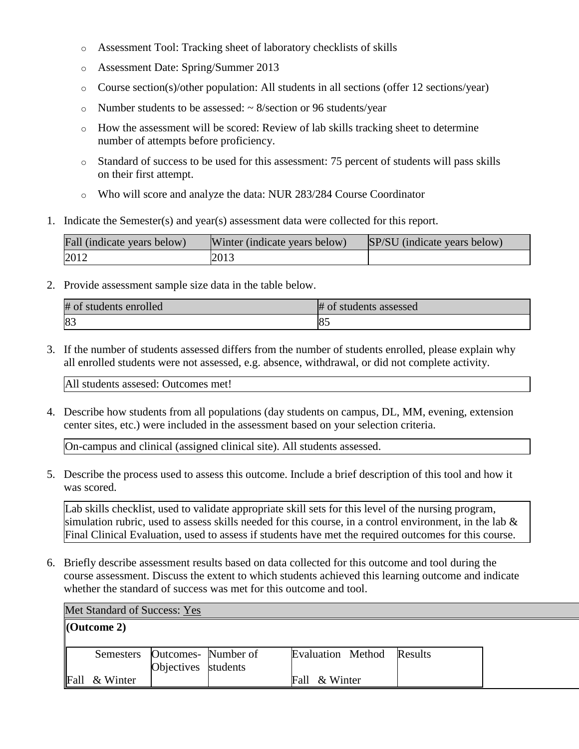- Assessment Tool: Tracking sheet of laboratory checklists of skills
- Assessment Date: Spring/Summer 2013
- Course section(s)/other population: All students in all sections (offer 12 sections/year)
- Number students to be assessed: ~ 8/section or 96 students/year
- How the assessment will be scored: Review of lab skills tracking sheet to determine number of attempts before proficiency.
- Standard of success to be used for this assessment: 75 percent of students will pass skills on their first attempt.
- Who will score and analyze the data: NUR 283/284 Course Coordinator

1. Indicate the Semester(s) and year(s) assessment data were collected for this report.

| Fall (indicate years below) | Winter (indicate years below) | SP/SU (indicate years below) |
|---|---|---|
| 2012 | 2013 | |

2. Provide assessment sample size data in the table below.

| # of students enrolled | # of students assessed |
|---|---|
| 83 | 85 |

3. If the number of students assessed differs from the number of students enrolled, please explain why all enrolled students were not assessed, e.g. absence, withdrawal, or did not complete activity.

| All students assesed: Outcomes met! |
|---|

4. Describe how students from all populations (day students on campus, DL, MM, evening, extension center sites, etc.) were included in the assessment based on your selection criteria.

| On-campus and clinical (assigned clinical site). All students assessed. |
|---|

5. Describe the process used to assess this outcome. Include a brief description of this tool and how it was scored.

| Lab skills checklist, used to validate appropriate skill sets for this level of the nursing program, simulation rubric, used to assess skills needed for this course, in a control environment, in the lab & Final Clinical Evaluation, used to assess if students have met the required outcomes for this course. |
|---|

6. Briefly describe assessment results based on data collected for this outcome and tool during the course assessment. Discuss the extent to which students achieved this learning outcome and indicate whether the standard of success was met for this outcome and tool.

Met Standard of Success: Yes

**(Outcome 2)**

| Semesters | Outcomes-Objectives | Number of students | Evaluation Method | Results |
|---|---|---|---|---|
| Fall & Winter | | | Fall & Winter | |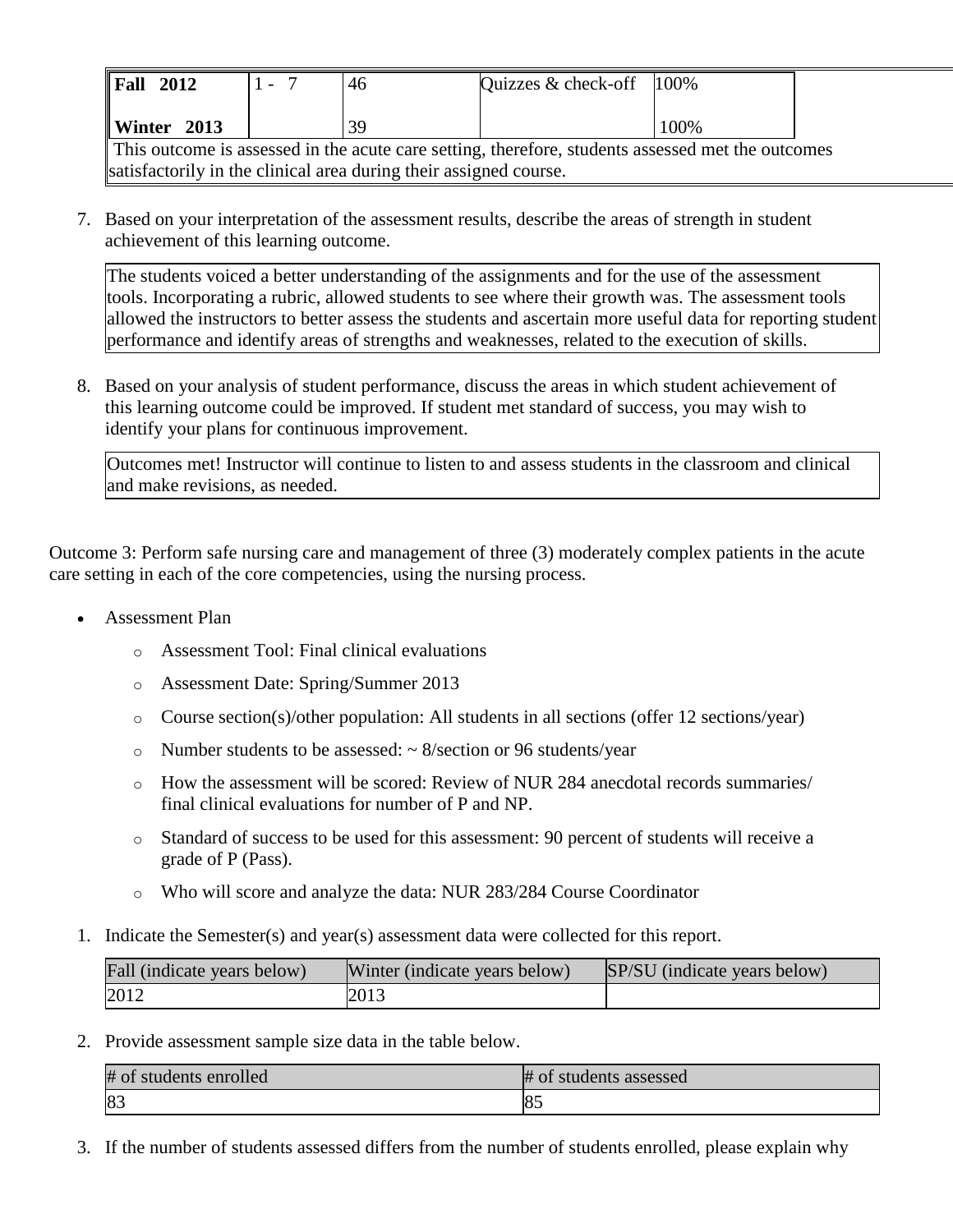| Fall 2012 | 1 - 7 | 46 | Quizzes & check-off | 100% | |
|---|---|---|---|---|---|
| Winter 2013 | | 39 | | 100% | |
| This outcome is assessed in the acute care setting, therefore, students assessed met the outcomes satisfactorily in the clinical area during their assigned course. | | | | | |

7. Based on your interpretation of the assessment results, describe the areas of strength in student achievement of this learning outcome.

| The students voiced a better understanding of the assignments and for the use of the assessment tools. Incorporating a rubric, allowed students to see where their growth was. The assessment tools allowed the instructors to better assess the students and ascertain more useful data for reporting student performance and identify areas of strengths and weaknesses, related to the execution of skills. |
|---|

8. Based on your analysis of student performance, discuss the areas in which student achievement of this learning outcome could be improved. If student met standard of success, you may wish to identify your plans for continuous improvement.

| Outcomes met! Instructor will continue to listen to and assess students in the classroom and clinical and make revisions, as needed. |
|---|

Outcome 3: Perform safe nursing care and management of three (3) moderately complex patients in the acute care setting in each of the core competencies, using the nursing process.

- Assessment Plan
  - Assessment Tool: Final clinical evaluations
  - Assessment Date: Spring/Summer 2013
  - Course section(s)/other population: All students in all sections (offer 12 sections/year)
  - Number students to be assessed: ~ 8/section or 96 students/year
  - How the assessment will be scored: Review of NUR 284 anecdotal records summaries/ final clinical evaluations for number of P and NP.
  - Standard of success to be used for this assessment: 90 percent of students will receive a grade of P (Pass).
  - Who will score and analyze the data: NUR 283/284 Course Coordinator

1. Indicate the Semester(s) and year(s) assessment data were collected for this report.

| Fall (indicate years below) | Winter (indicate years below) | SP/SU (indicate years below) |
|---|---|---|
| 2012 | 2013 | |

2. Provide assessment sample size data in the table below.

| # of students enrolled | # of students assessed |
|---|---|
| 83 | 85 |

3. If the number of students assessed differs from the number of students enrolled, please explain why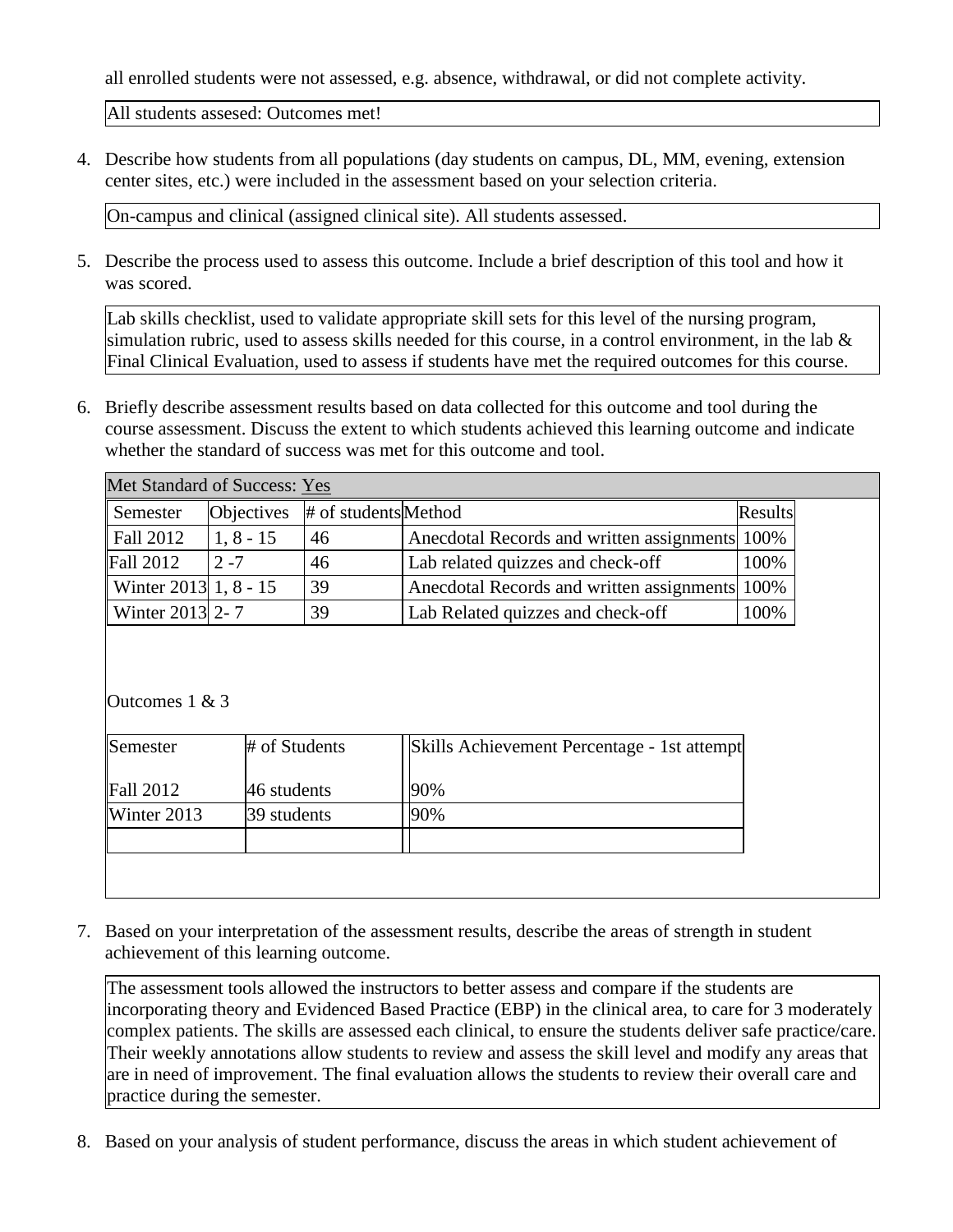all enrolled students were not assessed, e.g. absence, withdrawal, or did not complete activity.

All students assesed: Outcomes met!

4. Describe how students from all populations (day students on campus, DL, MM, evening, extension center sites, etc.) were included in the assessment based on your selection criteria.

On-campus and clinical (assigned clinical site). All students assessed.

5. Describe the process used to assess this outcome. Include a brief description of this tool and how it was scored.

Lab skills checklist, used to validate appropriate skill sets for this level of the nursing program, simulation rubric, used to assess skills needed for this course, in a control environment, in the lab & Final Clinical Evaluation, used to assess if students have met the required outcomes for this course.

6. Briefly describe assessment results based on data collected for this outcome and tool during the course assessment. Discuss the extent to which students achieved this learning outcome and indicate whether the standard of success was met for this outcome and tool.

Met Standard of Success: Yes

| Semester | Objectives | # of students | Method | Results |
|---|---|---|---|---|
| Fall 2012 | 1, 8 - 15 | 46 | Anecdotal Records and written assignments | 100% |
| Fall 2012 | 2 -7 | 46 | Lab related quizzes and check-off | 100% |
| Winter 2013 | 1, 8 - 15 | 39 | Anecdotal Records and written assignments | 100% |
| Winter 2013 | 2- 7 | 39 | Lab Related quizzes and check-off | 100% |

Outcomes 1 & 3

| Semester | # of Students | Skills Achievement Percentage - 1st attempt |
|---|---|---|
| Fall 2012 | 46 students | 90% |
| Winter 2013 | 39 students | 90% |
| | | |

7. Based on your interpretation of the assessment results, describe the areas of strength in student achievement of this learning outcome.

The assessment tools allowed the instructors to better assess and compare if the students are incorporating theory and Evidenced Based Practice (EBP) in the clinical area, to care for 3 moderately complex patients. The skills are assessed each clinical, to ensure the students deliver safe practice/care. Their weekly annotations allow students to review and assess the skill level and modify any areas that are in need of improvement. The final evaluation allows the students to review their overall care and practice during the semester.

8. Based on your analysis of student performance, discuss the areas in which student achievement of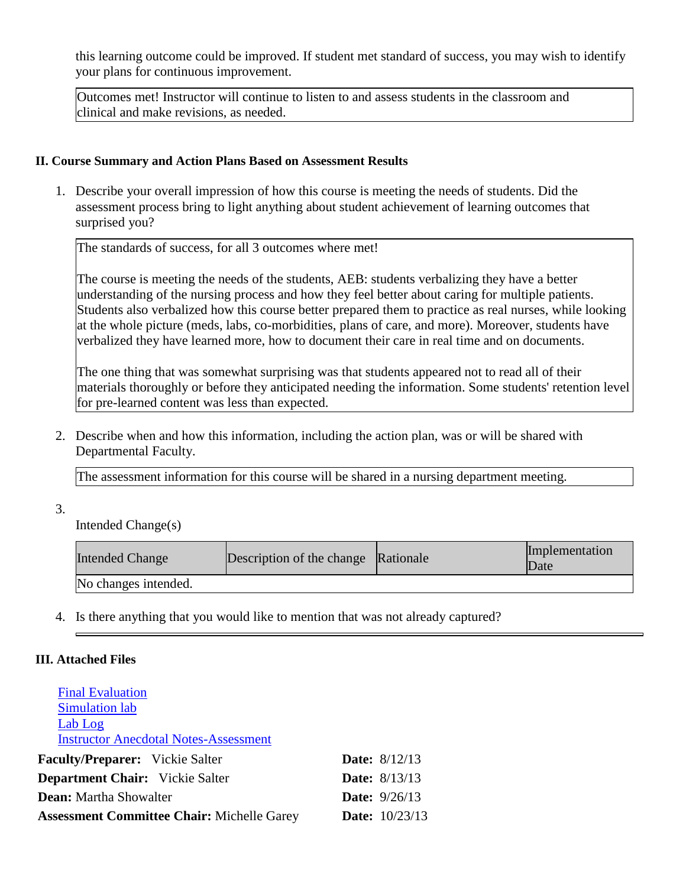this learning outcome could be improved. If student met standard of success, you may wish to identify your plans for continuous improvement.

Outcomes met! Instructor will continue to listen to and assess students in the classroom and clinical and make revisions, as needed.

### II. Course Summary and Action Plans Based on Assessment Results

1. Describe your overall impression of how this course is meeting the needs of students. Did the assessment process bring to light anything about student achievement of learning outcomes that surprised you?

   The standards of success, for all 3 outcomes where met!

   The course is meeting the needs of the students, AEB: students verbalizing they have a better understanding of the nursing process and how they feel better about caring for multiple patients. Students also verbalized how this course better prepared them to practice as real nurses, while looking at the whole picture (meds, labs, co-morbidities, plans of care, and more). Moreover, students have verbalized they have learned more, how to document their care in real time and on documents.

   The one thing that was somewhat surprising was that students appeared not to read all of their materials thoroughly or before they anticipated needing the information. Some students' retention level for pre-learned content was less than expected.

2. Describe when and how this information, including the action plan, was or will be shared with Departmental Faculty.

   The assessment information for this course will be shared in a nursing department meeting.

3. Intended Change(s)

| Intended Change | Description of the change | Rationale | Implementation Date |
|---|---|---|---|
| No changes intended. | | | |

4. Is there anything that you would like to mention that was not already captured?

### III. Attached Files

Final Evaluation
Simulation lab
Lab Log
Instructor Anecdotal Notes-Assessment

| | |
|---|---|
| **Faculty/Preparer:** Vickie Salter | **Date:** 8/12/13 |
| **Department Chair:** Vickie Salter | **Date:** 8/13/13 |
| **Dean:** Martha Showalter | **Date:** 9/26/13 |
| **Assessment Committee Chair:** Michelle Garey | **Date:** 10/23/13 |